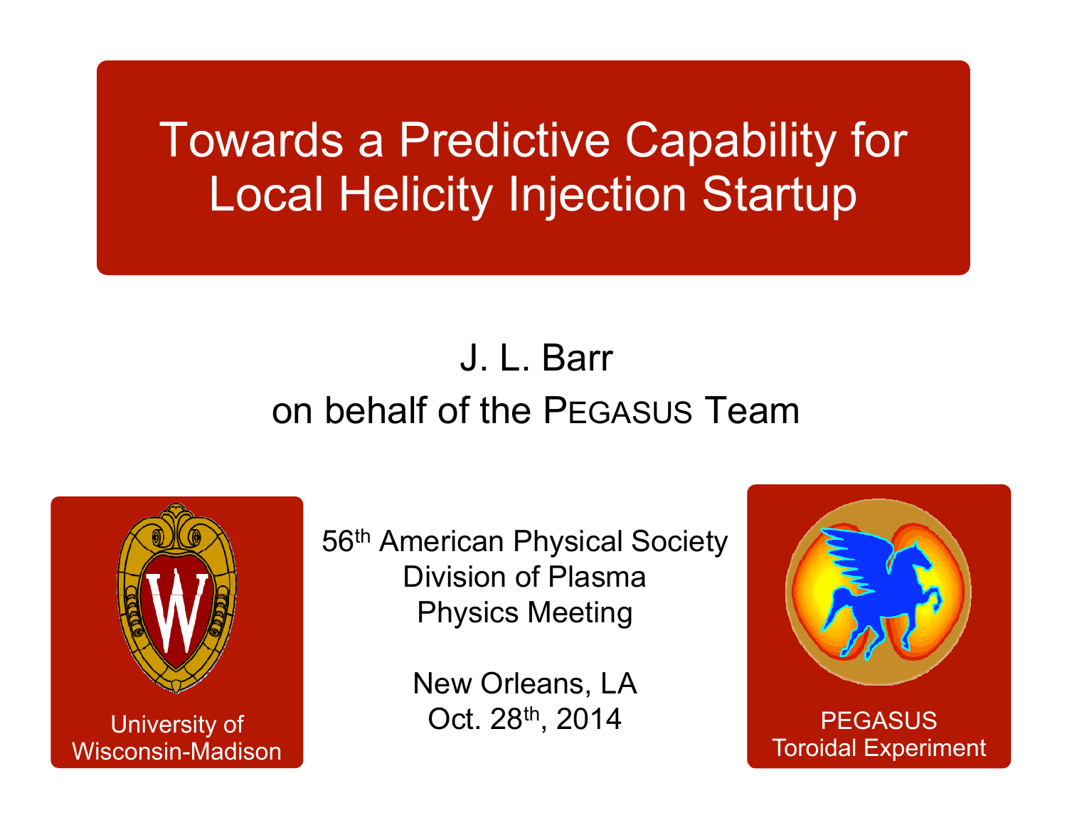# Towards a Predictive Capability for Local Helicity Injection Startup

J. L. Barr

on behalf of the PEGASUS Team

University of Wisconsin-Madison

56th American Physical Society Division of Plasma Physics Meeting

New Orleans, LA

Oct. 28th, 2014

PEGASUS Toroidal Experiment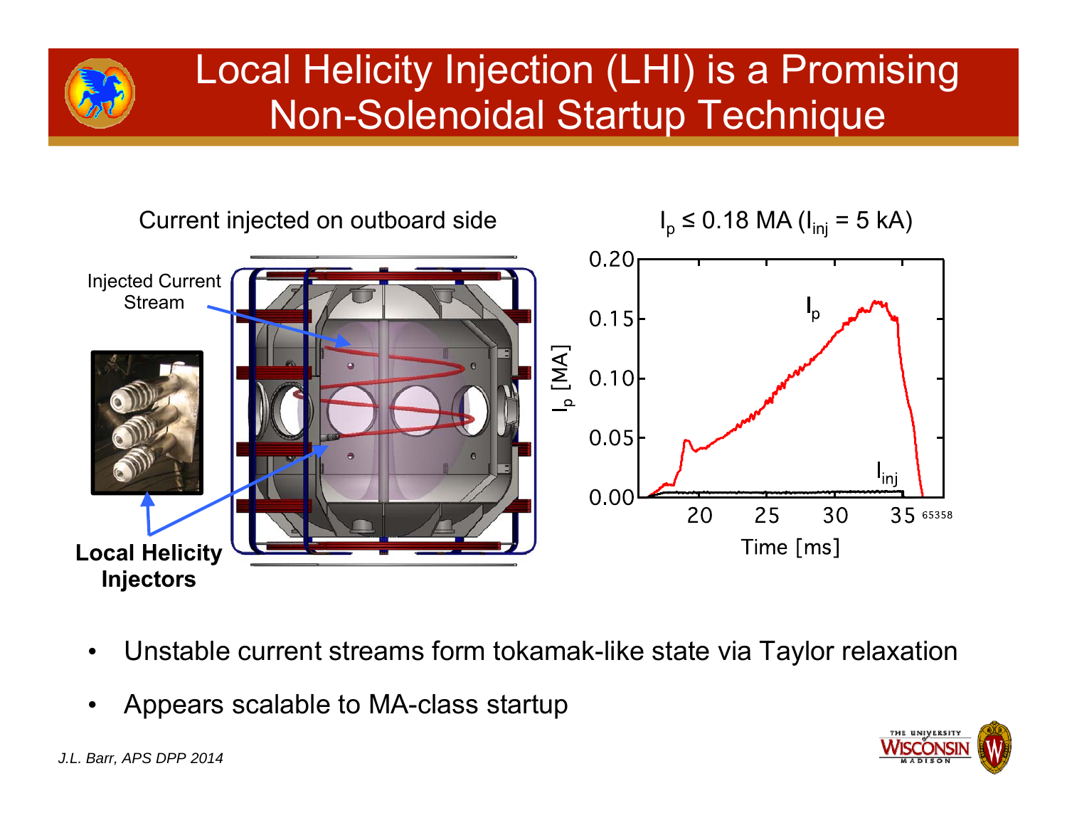# Local Helicity Injection (LHI) is a Promising Non-Solenoidal Startup Technique

Current injected on outboard side

Injected Current Stream

**Local Helicity Injectors**

$I_p \leq 0.18$ MA ($I_{inj}$ = 5 kA)

- Unstable current streams form tokamak-like state via Taylor relaxation
- Appears scalable to MA-class startup

*J.L. Barr, APS DPP 2014*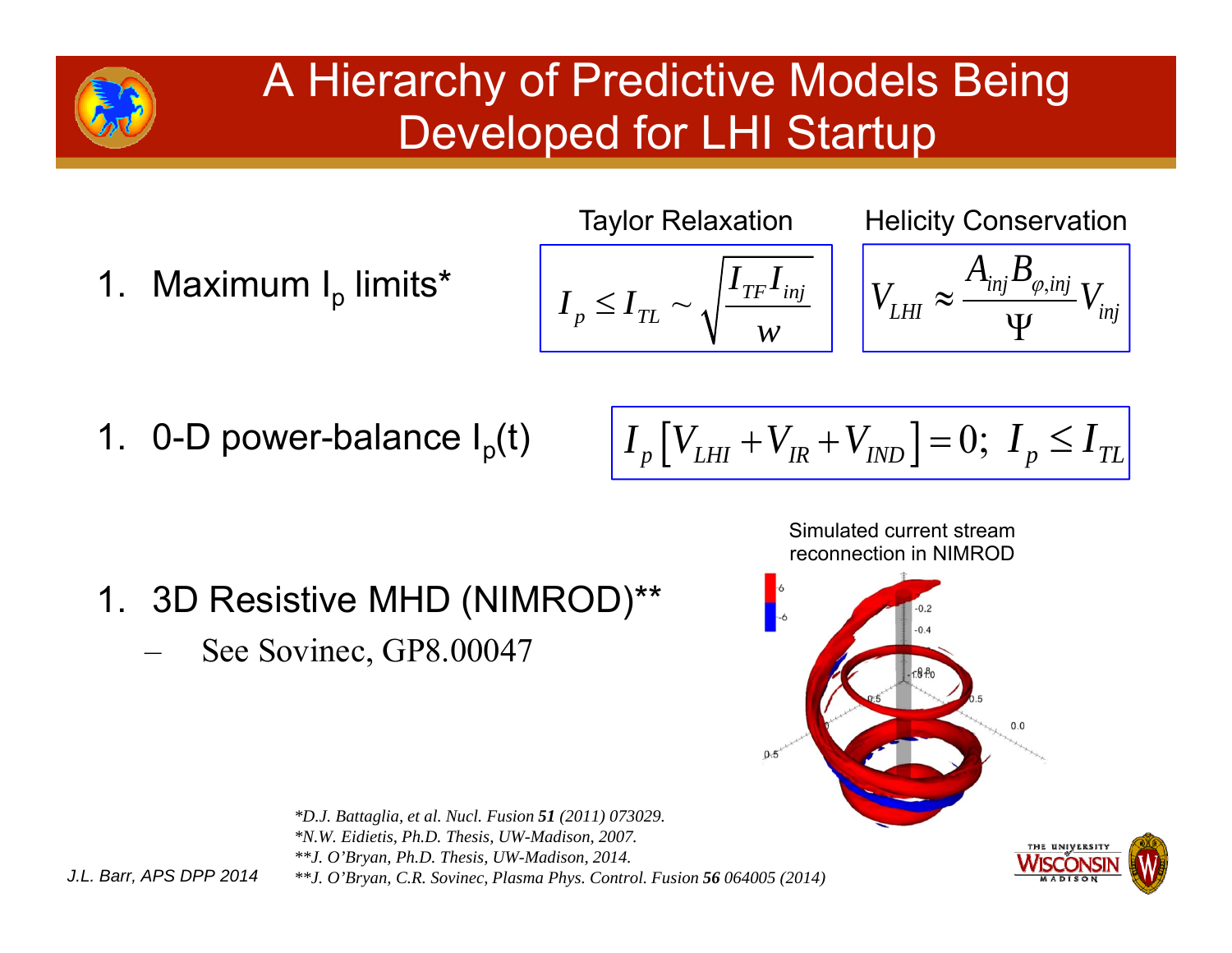# A Hierarchy of Predictive Models Being Developed for LHI Startup

1. Maximum $I_p$ limits*

Taylor Relaxation

$$I_p \leq I_{TL} \sim \sqrt{\frac{I_{TF} I_{inj}}{w}}$$

Helicity Conservation

$$V_{LHI} \approx \frac{A_{inj} B_{\varphi,inj}}{\Psi} V_{inj}$$

1. 0-D power-balance $I_p(t)$

$$I_p \left[ V_{LHI} + V_{IR} + V_{IND} \right] = 0; \; I_p \leq I_{TL}$$

1. 3D Resistive MHD (NIMROD)**
   - See Sovinec, GP8.00047

Simulated current stream reconnection in NIMROD

*D.J. Battaglia, et al. Nucl. Fusion **51** (2011) 073029.
*N.W. Eidietis, Ph.D. Thesis, UW-Madison, 2007.
**J. O'Bryan, Ph.D. Thesis, UW-Madison, 2014.
**J. O'Bryan, C.R. Sovinec, Plasma Phys. Control. Fusion **56** 064005 (2014)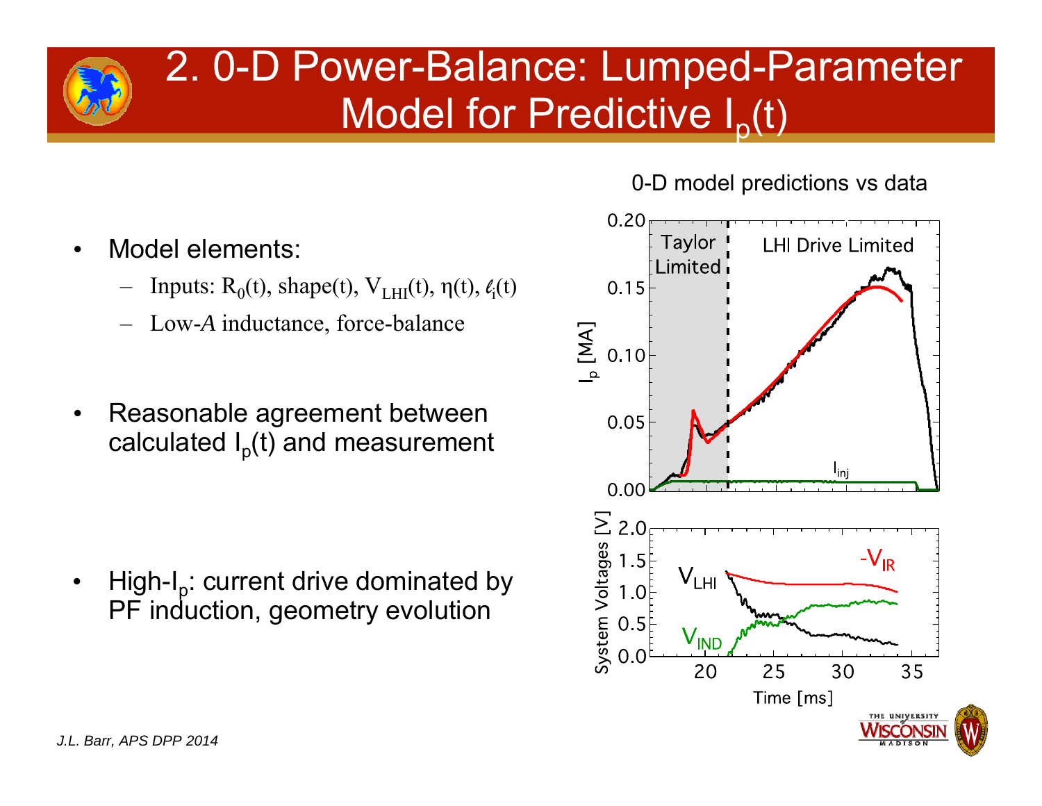# 2. 0-D Power-Balance: Lumped-Parameter Model for Predictive $I_p(t)$

- Model elements:
  - Inputs: $R_0(t)$, shape(t), $V_{LHI}(t)$, $\eta(t)$, $\ell_i(t)$
  - Low-$A$ inductance, force-balance
- Reasonable agreement between calculated $I_p(t)$ and measurement
- High-$I_p$: current drive dominated by PF induction, geometry evolution

0-D model predictions vs data

*J.L. Barr, APS DPP 2014*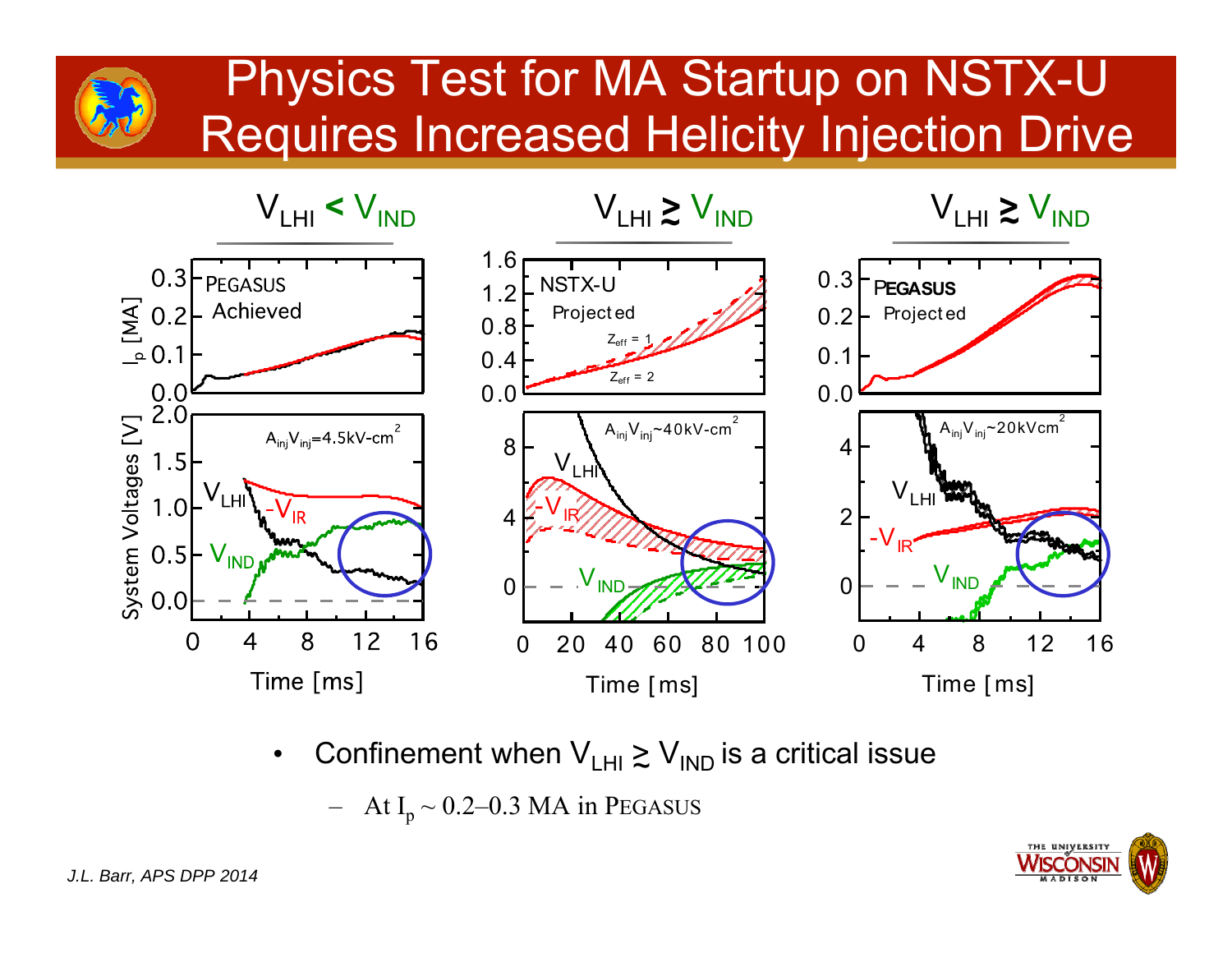# Physics Test for MA Startup on NSTX-U Requires Increased Helicity Injection Drive

| $V_{LHI} < V_{IND}$ | $V_{LHI} \gtrsim V_{IND}$ | $V_{LHI} \gtrsim V_{IND}$ |
|---|---|---|
| PEGASUS Achieved | NSTX-U Projected | PEGASUS Projected |
| $A_{inj}V_{inj}$=4.5kV-cm$^2$ | $A_{inj}V_{inj}$~40kV-cm$^2$ | $A_{inj}V_{inj}$~20kVcm$^2$ |

- Confinement when $V_{LHI} \gtrsim V_{IND}$ is a critical issue
  - At $I_p \sim 0.2$–$0.3$ MA in PEGASUS

*J.L. Barr, APS DPP 2014*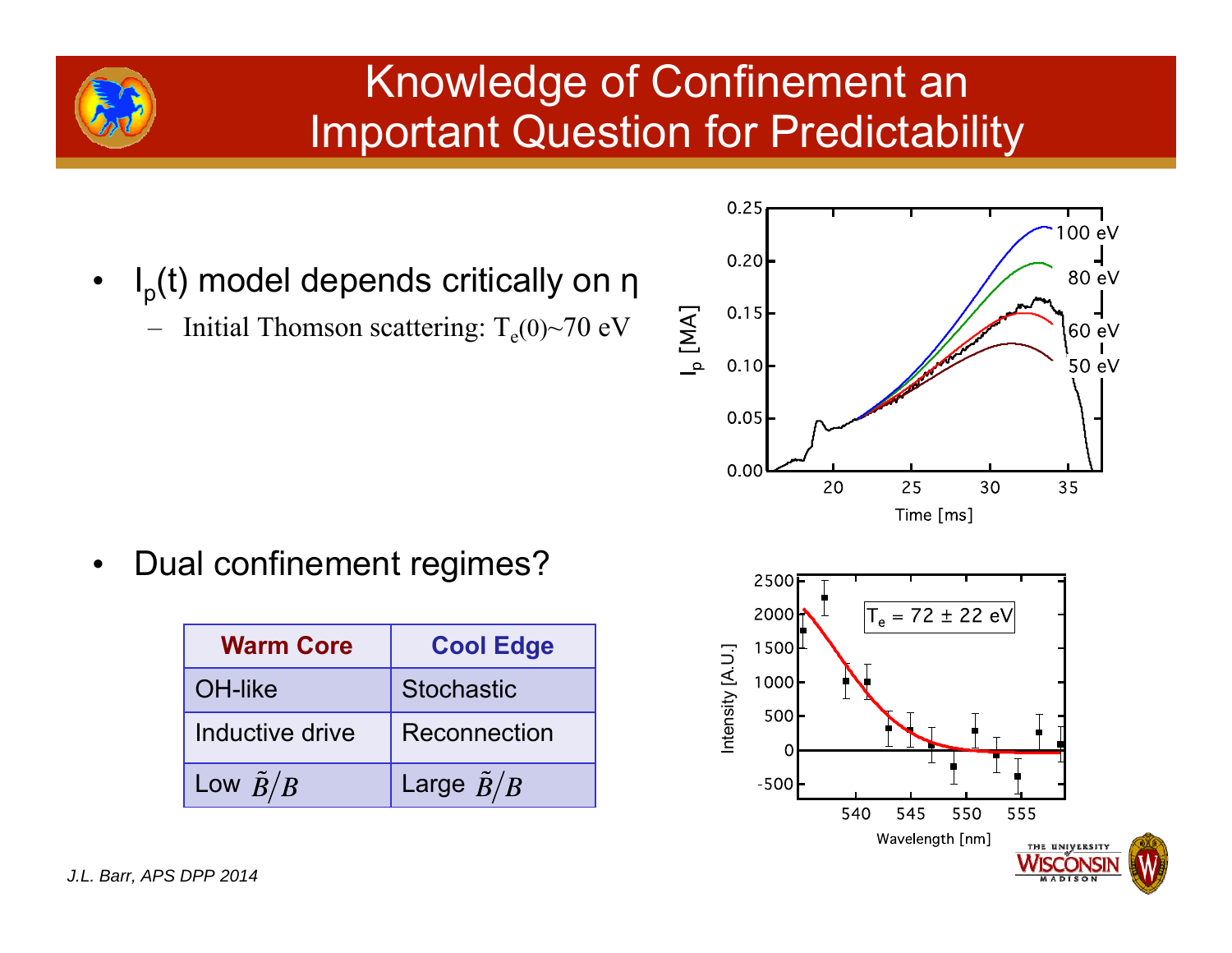# Knowledge of Confinement an Important Question for Predictability

- $I_p(t)$ model depends critically on η
  - Initial Thomson scattering: $T_e(0)$~70 eV

- Dual confinement regimes?

| Warm Core | Cool Edge |
|---|---|
| OH-like | Stochastic |
| Inductive drive | Reconnection |
| Low $\tilde{B}/B$ | Large $\tilde{B}/B$ |

*J.L. Barr, APS DPP 2014*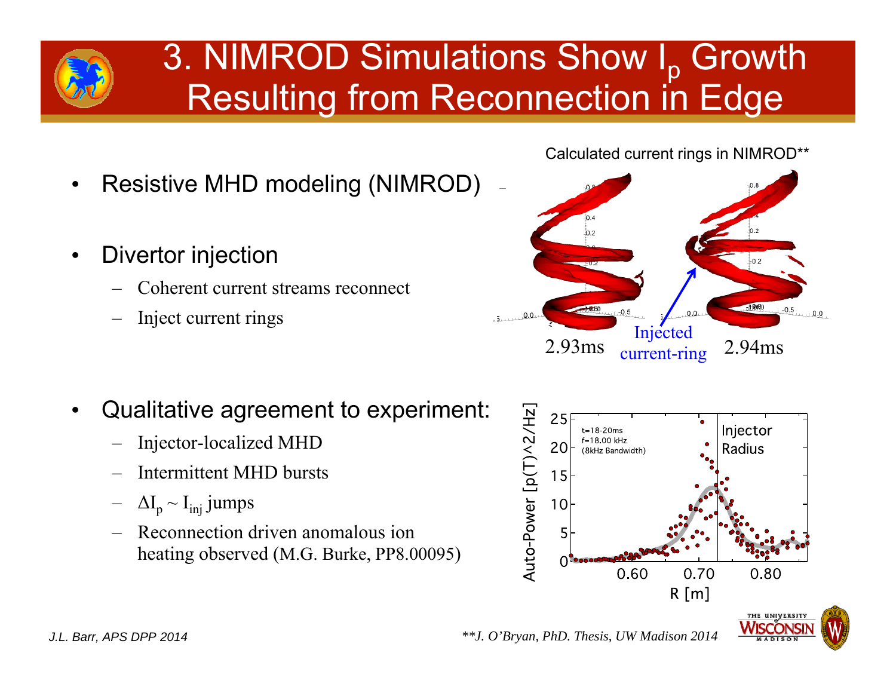# 3. NIMROD Simulations Show $I_p$ Growth Resulting from Reconnection in Edge

- Resistive MHD modeling (NIMROD)
- Divertor injection
  - Coherent current streams reconnect
  - Inject current rings

Calculated current rings in NIMROD**

2.93ms    Injected current-ring    2.94ms

- Qualitative agreement to experiment:
  - Injector-localized MHD
  - Intermittent MHD bursts
  - $\Delta I_p \sim I_{inj}$ jumps
  - Reconnection driven anomalous ion heating observed (M.G. Burke, PP8.00095)

t=18-20ms
f=18.00 kHz
(8kHz Bandwidth)

Injector Radius

Auto-Power [p(T)^2/Hz]

R [m]

J.L. Barr, APS DPP 2014

*\*\*J. O'Bryan, PhD. Thesis, UW Madison 2014*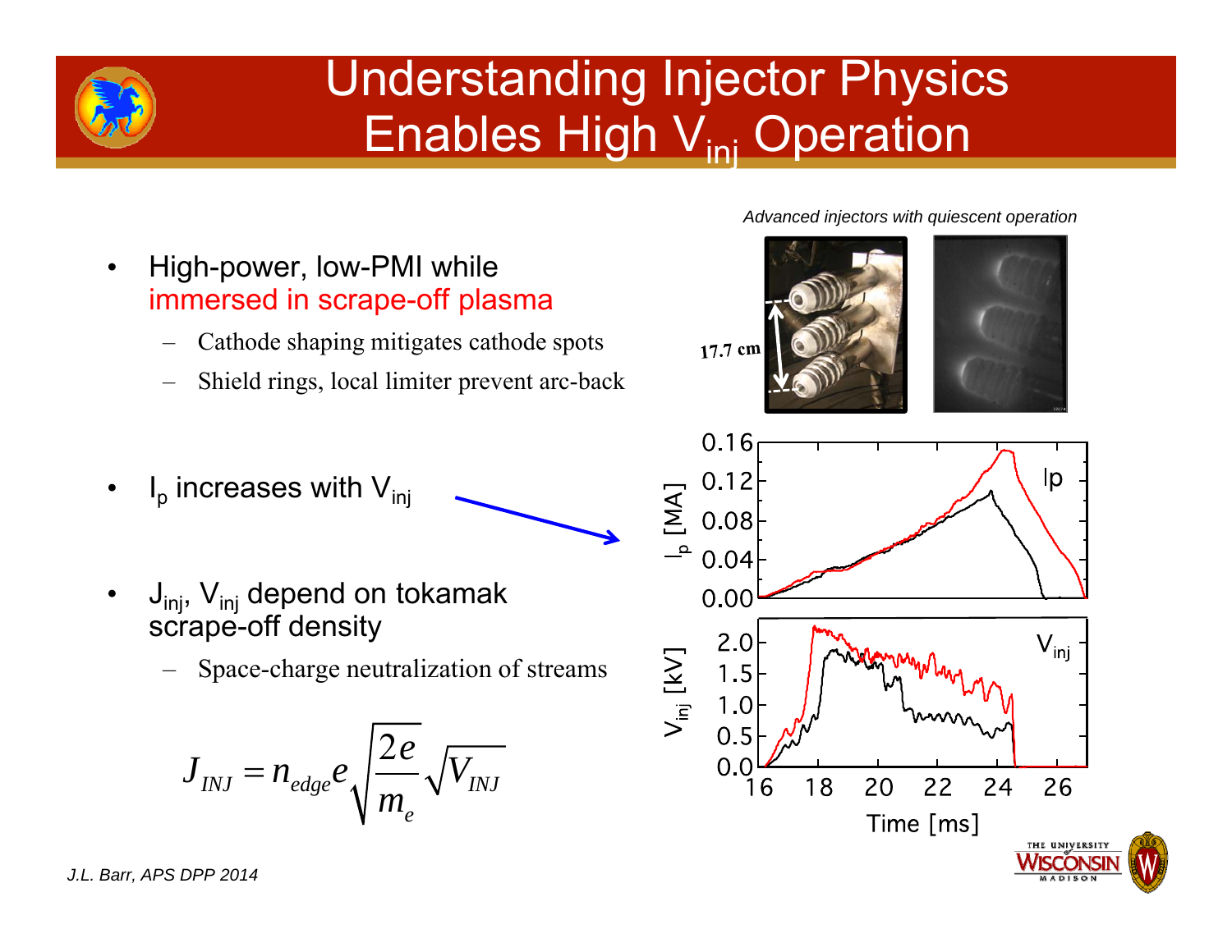# Understanding Injector Physics Enables High $V_{inj}$ Operation

- High-power, low-PMI while immersed in scrape-off plasma
  - Cathode shaping mitigates cathode spots
  - Shield rings, local limiter prevent arc-back

- $I_p$ increases with $V_{inj}$

- $J_{inj}$, $V_{inj}$ depend on tokamak scrape-off density
  - Space-charge neutralization of streams

$$J_{INJ} = n_{edge} e \sqrt{\frac{2e}{m_e}} \sqrt{V_{INJ}}$$

*Advanced injectors with quiescent operation*

*J.L. Barr, APS DPP 2014*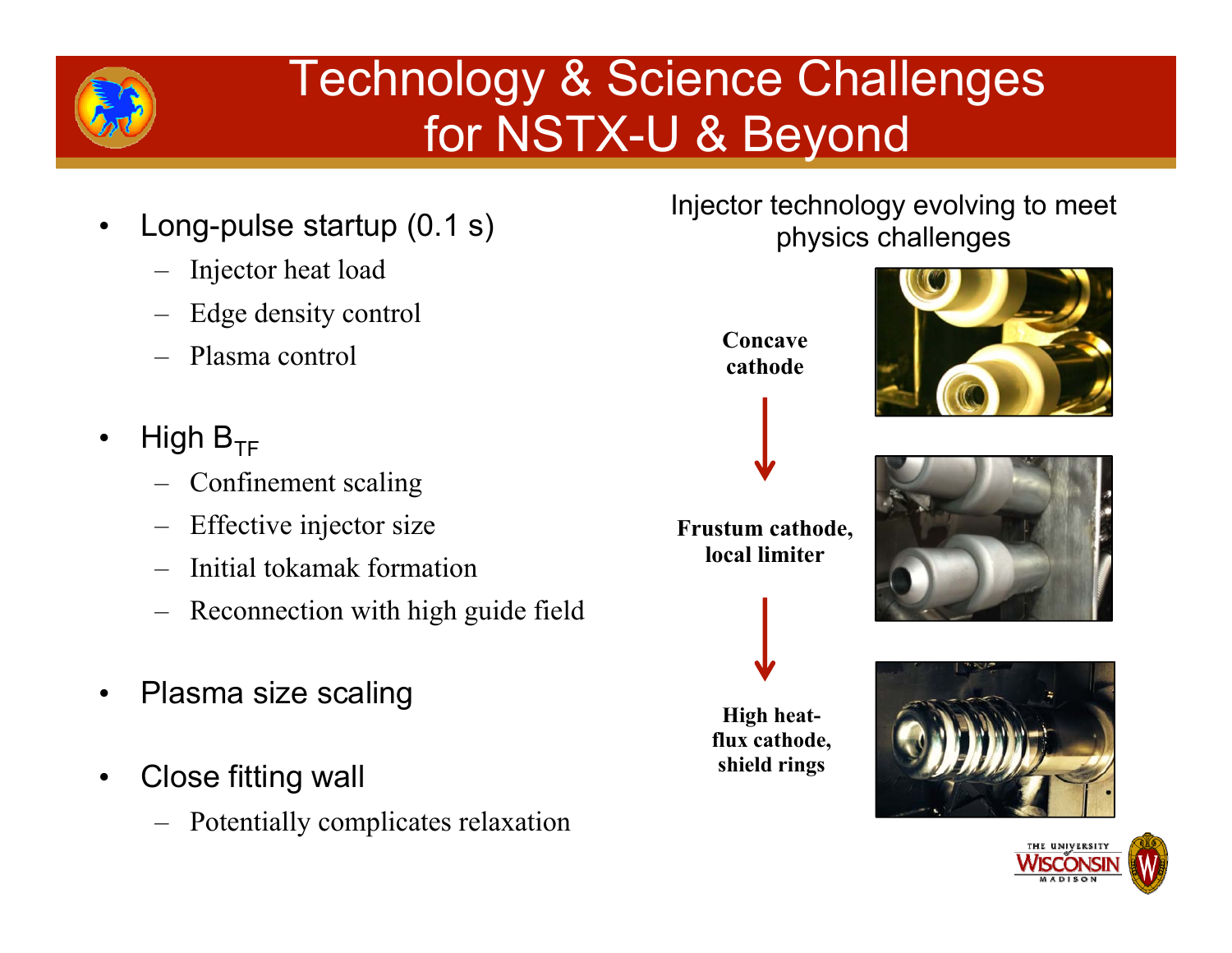# Technology & Science Challenges for NSTX-U & Beyond

- Long-pulse startup (0.1 s)
  - Injector heat load
  - Edge density control
  - Plasma control
- High $B_{TF}$
  - Confinement scaling
  - Effective injector size
  - Initial tokamak formation
  - Reconnection with high guide field
- Plasma size scaling
- Close fitting wall
  - Potentially complicates relaxation

Injector technology evolving to meet physics challenges

**Concave cathode**

↓

**Frustum cathode, local limiter**

↓

**High heat-flux cathode, shield rings**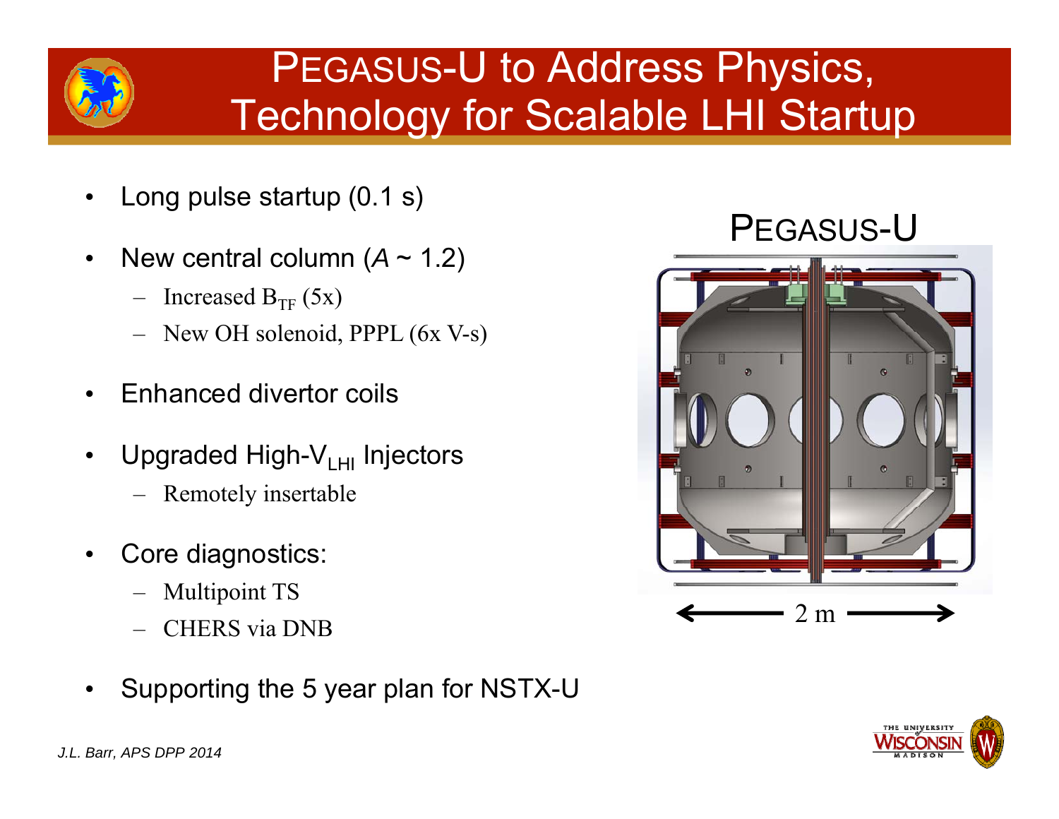# PEGASUS-U to Address Physics, Technology for Scalable LHI Startup

- Long pulse startup (0.1 s)
- New central column ($A$ ~ 1.2)
  - Increased $B_{TF}$ (5x)
  - New OH solenoid, PPPL (6x V-s)
- Enhanced divertor coils
- Upgraded High-$V_{LHI}$ Injectors
  - Remotely insertable
- Core diagnostics:
  - Multipoint TS
  - CHERS via DNB
- Supporting the 5 year plan for NSTX-U

PEGASUS-U

2 m

*J.L. Barr, APS DPP 2014*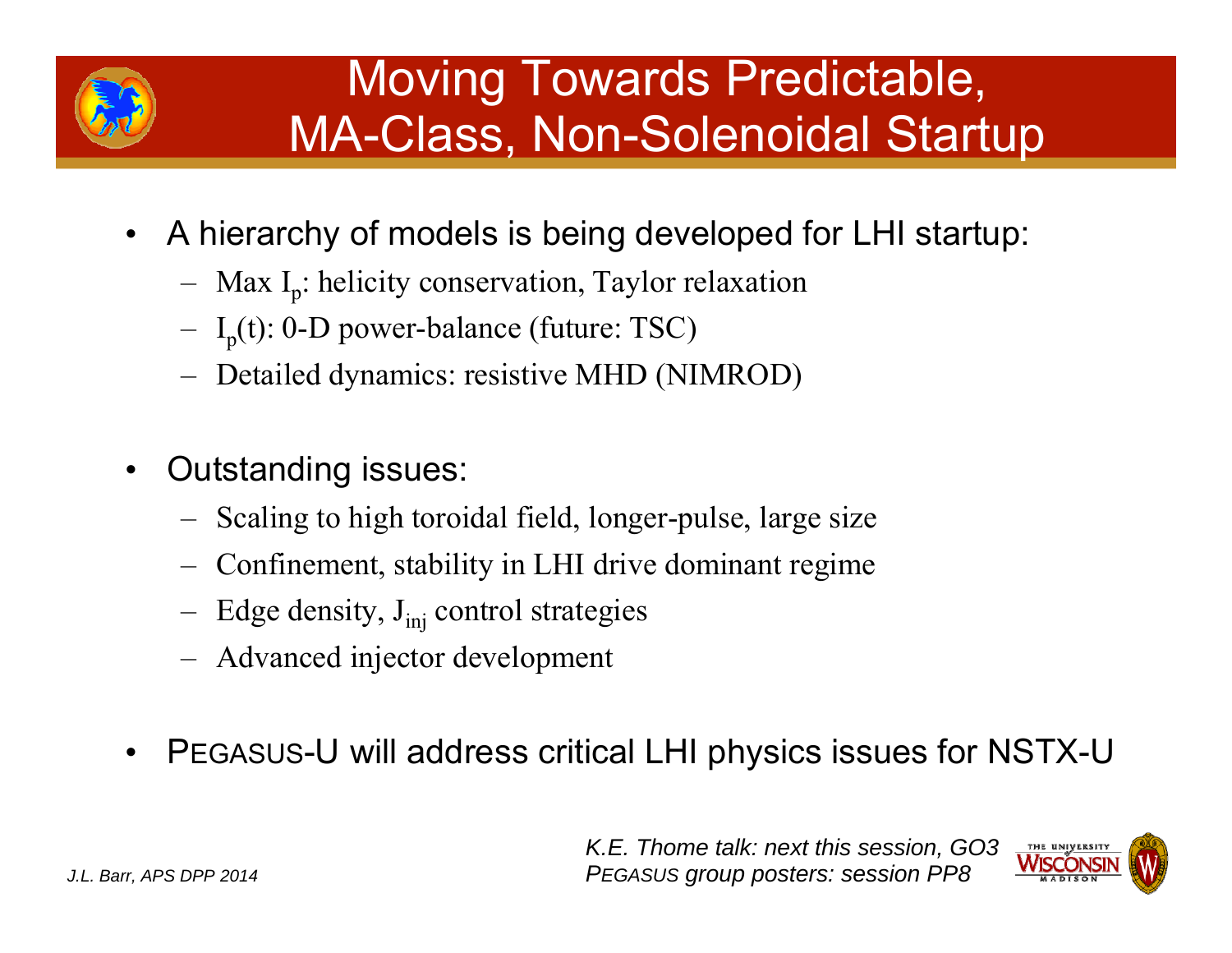# Moving Towards Predictable, MA-Class, Non-Solenoidal Startup

- A hierarchy of models is being developed for LHI startup:
  - Max $I_p$: helicity conservation, Taylor relaxation
  - $I_p(t)$: 0-D power-balance (future: TSC)
  - Detailed dynamics: resistive MHD (NIMROD)

- Outstanding issues:
  - Scaling to high toroidal field, longer-pulse, large size
  - Confinement, stability in LHI drive dominant regime
  - Edge density, $J_{inj}$ control strategies
  - Advanced injector development

- PEGASUS-U will address critical LHI physics issues for NSTX-U

*K.E. Thome talk: next this session, GO3*
*PEGASUS group posters: session PP8*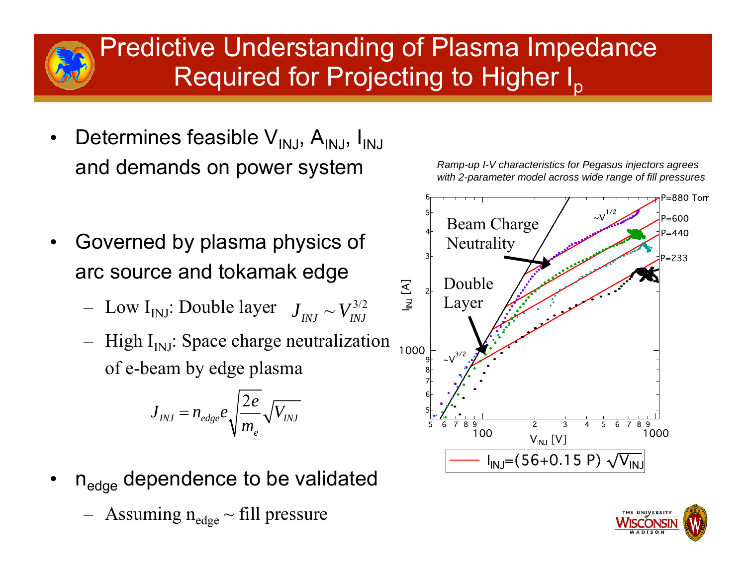# Predictive Understanding of Plasma Impedance Required for Projecting to Higher $I_p$

- Determines feasible $V_{INJ}$, $A_{INJ}$, $I_{INJ}$ and demands on power system

- Governed by plasma physics of arc source and tokamak edge
  - Low $I_{INJ}$: Double layer $J_{INJ} \sim V_{INJ}^{3/2}$
  - High $I_{INJ}$: Space charge neutralization of e-beam by edge plasma

$$J_{INJ} = n_{edge} e \sqrt{\frac{2e}{m_e}} \sqrt{V_{INJ}}$$

- $n_{edge}$ dependence to be validated
  - Assuming $n_{edge} \sim$ fill pressure

*Ramp-up I-V characteristics for Pegasus injectors agrees with 2-parameter model across wide range of fill pressures*

P=880 Torr
P=600
P=440
P=233
$\sim V^{1/2}$
$\sim V^{3/2}$
Beam Charge Neutrality
Double Layer
$I_{INJ}$ [A]
$V_{INJ}$ [V]
6
5
4
3
2
1000
9
8
7
6
5
5 6 7 8 9 100 2 3 4 5 6 7 8 9 1000

$I_{INJ}=(56+0.15\ P)\sqrt{V_{INJ}}$